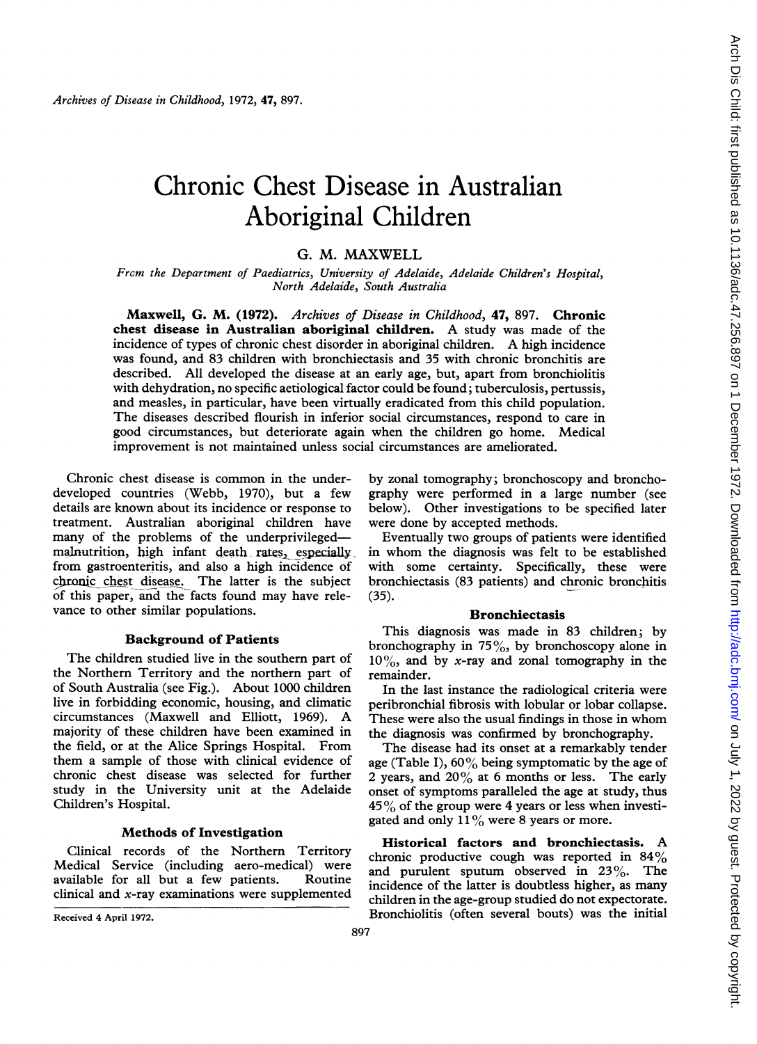# Chronic Chest Disease in Australian Aboriginal Children

G. M. MAXWELL

*From the Department of Paediatrics, University of Adelaide, Adelaide Children's Hospital, North Adelaide, South Australia*

**Maxwell, G. M. (1972).** *Archives of Disease in Childhood*, **47**, 897. **Chronic chest disease in Australian aboriginal children.** A study was made of the incidence of types of chronic chest disorder in aboriginal children. A high incidence was found, and 83 children with bronchiectasis and 35 with chronic bronchitis are described. All developed the disease at an early age, but, apart from bronchiolitis with dehydration, no specific aetiological factor could be found; tuberculosis, pertussis, and measles, in particular, have been virtually eradicated from this child population. The diseases described flourish in inferior social circumstances, respond to care in good circumstances, but deteriorate again when the children go home. Medical improvement is not maintained unless social circumstances are ameliorated.

Chronic chest disease is common in the underdeveloped countries (Webb, 1970), but a few details are known about its incidence or response to treatment. Australian aboriginal children have many of the problems of the underprivileged—malnutrition, high infant death rates, especially from gastroenteritis, and also a high incidence of chronic chest disease. The latter is the subject of this paper, and the facts found may have relevance to other similar populations.

## Background of Patients

The children studied live in the southern part of the Northern Territory and the northern part of of South Australia (see Fig.). About 1000 children live in forbidding economic, housing, and climatic circumstances (Maxwell and Elliott, 1969). A majority of these children have been examined in the field, or at the Alice Springs Hospital. From them a sample of those with clinical evidence of chronic chest disease was selected for further study in the University unit at the Adelaide Children's Hospital.

## Methods of Investigation

Clinical records of the Northern Territory Medical Service (including aero-medical) were available for all but a few patients. Routine clinical and *x*-ray examinations were supplemented by zonal tomography; bronchoscopy and bronchography were performed in a large number (see below). Other investigations to be specified later were done by accepted methods.

Eventually two groups of patients were identified in whom the diagnosis was felt to be established with some certainty. Specifically, these were bronchiectasis (83 patients) and chronic bronchitis (35).

## Bronchiectasis

This diagnosis was made in 83 children; by bronchography in 75%, by bronchoscopy alone in 10%, and by *x*-ray and zonal tomography in the remainder.

In the last instance the radiological criteria were peribronchial fibrosis with lobular or lobar collapse. These were also the usual findings in those in whom the diagnosis was confirmed by bronchography.

The disease had its onset at a remarkably tender age (Table I), 60% being symptomatic by the age of 2 years, and 20% at 6 months or less. The early onset of symptoms paralleled the age at study, thus 45% of the group were 4 years or less when investigated and only 11% were 8 years or more.

**Historical factors and bronchiectasis.** A chronic productive cough was reported in 84% and purulent sputum observed in 23%. The incidence of the latter is doubtless higher, as many children in the age-group studied do not expectorate. Bronchiolitis (often several bouts) was the initial

Received 4 April 1972.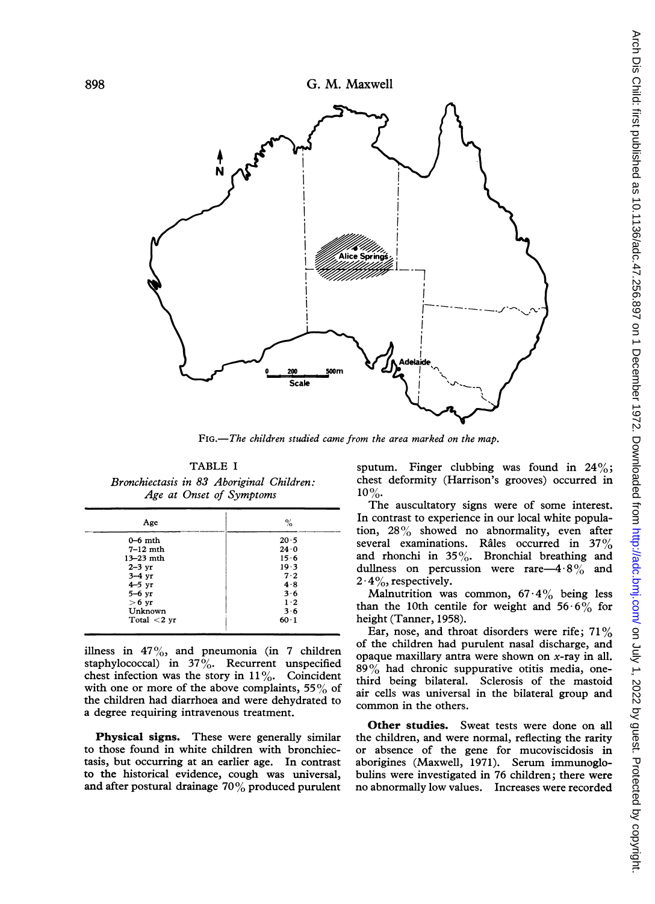FIG.—*The children studied came from the area marked on the map.*

TABLE I

*Bronchiectasis in 83 Aboriginal Children: Age at Onset of Symptoms*

| Age | % |
|---|---|
| 0–6 mth | 20·5 |
| 7–12 mth | 24·0 |
| 13–23 mth | 15·6 |
| 2–3 yr | 19·3 |
| 3–4 yr | 7·2 |
| 4–5 yr | 4·8 |
| 5–6 yr | 3·6 |
| > 6 yr | 1·2 |
| Unknown | 3·6 |
| Total <2 yr | 60·1 |

illness in 47%, and pneumonia (in 7 children staphylococcal) in 37%. Recurrent unspecified chest infection was the story in 11%. Coincident with one or more of the above complaints, 55% of the children had diarrhoea and were dehydrated to a degree requiring intravenous treatment.

**Physical signs.** These were generally similar to those found in white children with bronchiectasis, but occurring at an earlier age. In contrast to the historical evidence, cough was universal, and after postural drainage 70% produced purulent sputum. Finger clubbing was found in 24%; chest deformity (Harrison's grooves) occurred in 10%.

The auscultatory signs were of some interest. In contrast to experience in our local white population, 28% showed no abnormality, even after several examinations. Râles occurred in 37% and rhonchi in 35%. Bronchial breathing and dullness on percussion were rare—4·8% and 2·4%, respectively.

Malnutrition was common, 67·4% being less than the 10th centile for weight and 56·6% for height (Tanner, 1958).

Ear, nose, and throat disorders were rife; 71% of the children had purulent nasal discharge, and opaque maxillary antra were shown on *x*-ray in all. 89% had chronic suppurative otitis media, one-third being bilateral. Sclerosis of the mastoid air cells was universal in the bilateral group and common in the others.

**Other studies.** Sweat tests were done on all the children, and were normal, reflecting the rarity or absence of the gene for mucoviscidosis in aborigines (Maxwell, 1971). Serum immunoglobulins were investigated in 76 children; there were no abnormally low values. Increases were recorded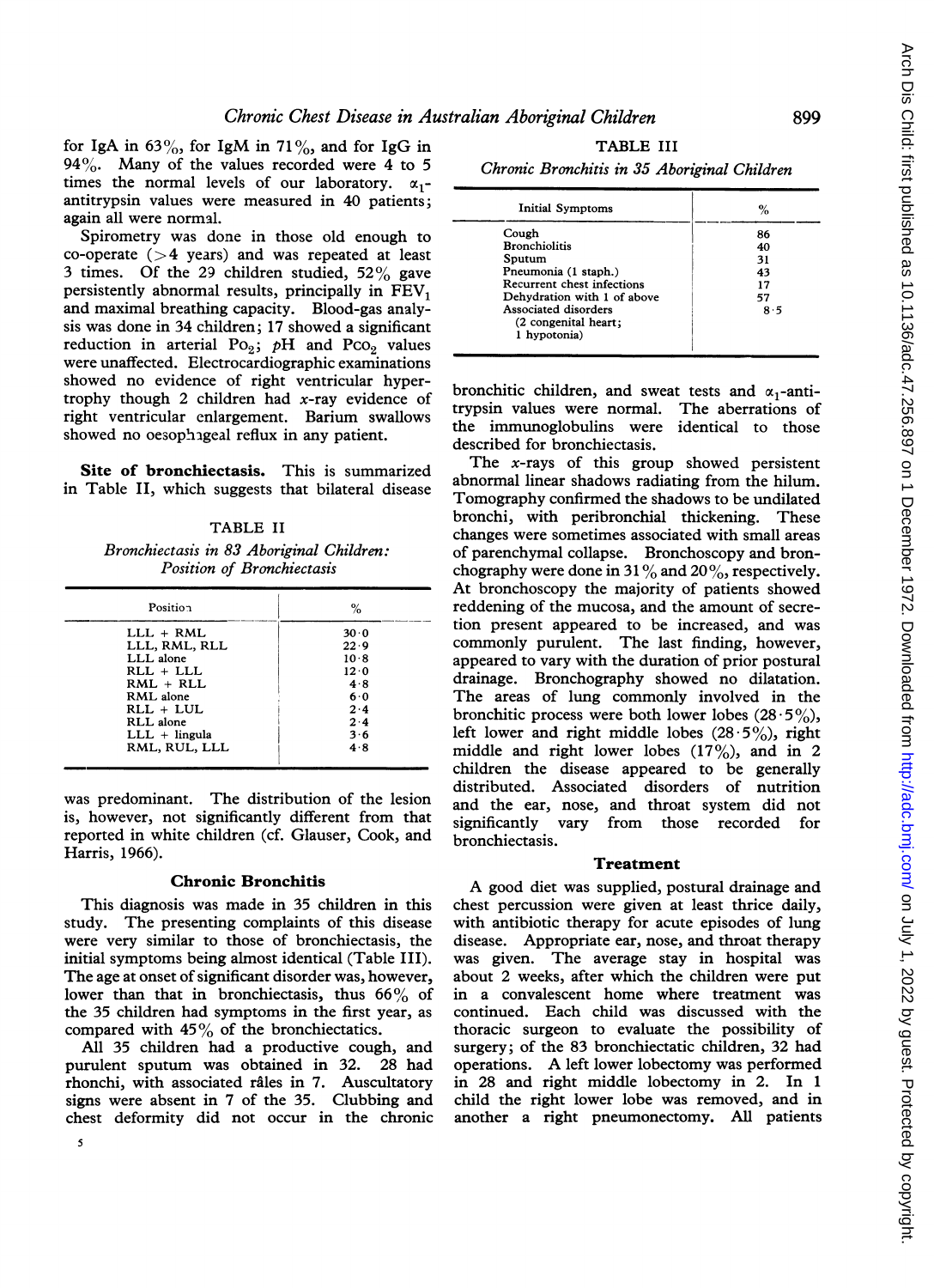for IgA in 63%, for IgM in 71%, and for IgG in 94%. Many of the values recorded were 4 to 5 times the normal levels of our laboratory. $\alpha_1$-antitrypsin values were measured in 40 patients; again all were normal.

Spirometry was done in those old enough to co-operate (>4 years) and was repeated at least 3 times. Of the 29 children studied, 52% gave persistently abnormal results, principally in $FEV_1$ and maximal breathing capacity. Blood-gas analysis was done in 34 children; 17 showed a significant reduction in arterial $Po_2$; $pH$ and $Pco_2$ values were unaffected. Electrocardiographic examinations showed no evidence of right ventricular hypertrophy though 2 children had *x*-ray evidence of right ventricular enlargement. Barium swallows showed no oesophageal reflux in any patient.

**Site of bronchiectasis.** This is summarized in Table II, which suggests that bilateral disease was predominant. The distribution of the lesion is, however, not significantly different from that reported in white children (cf. Glauser, Cook, and Harris, 1966).

TABLE II

*Bronchiectasis in 83 Aboriginal Children: Position of Bronchiectasis*

| Position | % |
|---|---|
| LLL + RML | 30·0 |
| LLL, RML, RLL | 22·9 |
| LLL alone | 10·8 |
| RLL + LLL | 12·0 |
| RML + RLL | 4·8 |
| RML alone | 6·0 |
| RLL + LUL | 2·4 |
| RLL alone | 2·4 |
| LLL + lingula | 3·6 |
| RML, RUL, LLL | 4·8 |

## Chronic Bronchitis

This diagnosis was made in 35 children in this study. The presenting complaints of this disease were very similar to those of bronchiectasis, the initial symptoms being almost identical (Table III). The age at onset of significant disorder was, however, lower than that in bronchiectasis, thus 66% of the 35 children had symptoms in the first year, as compared with 45% of the bronchiectatics.

All 35 children had a productive cough, and purulent sputum was obtained in 32. 28 had rhonchi, with associated râles in 7. Auscultatory signs were absent in 7 of the 35. Clubbing and chest deformity did not occur in the chronic bronchitic children, and sweat tests and $\alpha_1$-antitrypsin values were normal. The aberrations of the immunoglobulins were identical to those described for bronchiectasis.

TABLE III

*Chronic Bronchitis in 35 Aboriginal Children*

| Initial Symptoms | % |
|---|---|
| Cough | 86 |
| Bronchiolitis | 40 |
| Sputum | 31 |
| Pneumonia (1 staph.) | 43 |
| Recurrent chest infections | 17 |
| Dehydration with 1 of above | 57 |
| Associated disorders (2 congenital heart; 1 hypotonia) | 8·5 |

The *x*-rays of this group showed persistent abnormal linear shadows radiating from the hilum. Tomography confirmed the shadows to be undilated bronchi, with peribronchial thickening. These changes were sometimes associated with small areas of parenchymal collapse. Bronchoscopy and bronchography were done in 31% and 20%, respectively. At bronchoscopy the majority of patients showed reddening of the mucosa, and the amount of secretion present appeared to be increased, and was commonly purulent. The last finding, however, appeared to vary with the duration of prior postural drainage. Bronchography showed no dilatation. The areas of lung commonly involved in the bronchitic process were both lower lobes (28·5%), left lower and right middle lobes (28·5%), right middle and right lower lobes (17%), and in 2 children the disease appeared to be generally distributed. Associated disorders of nutrition and the ear, nose, and throat system did not significantly vary from those recorded for bronchiectasis.

## Treatment

A good diet was supplied, postural drainage and chest percussion were given at least thrice daily, with antibiotic therapy for acute episodes of lung disease. Appropriate ear, nose, and throat therapy was given. The average stay in hospital was about 2 weeks, after which the children were put in a convalescent home where treatment was continued. Each child was discussed with the thoracic surgeon to evaluate the possibility of surgery; of the 83 bronchiectatic children, 32 had operations. A left lower lobectomy was performed in 28 and right middle lobectomy in 2. In 1 child the right lower lobe was removed, and in another a right pneumonectomy. All patients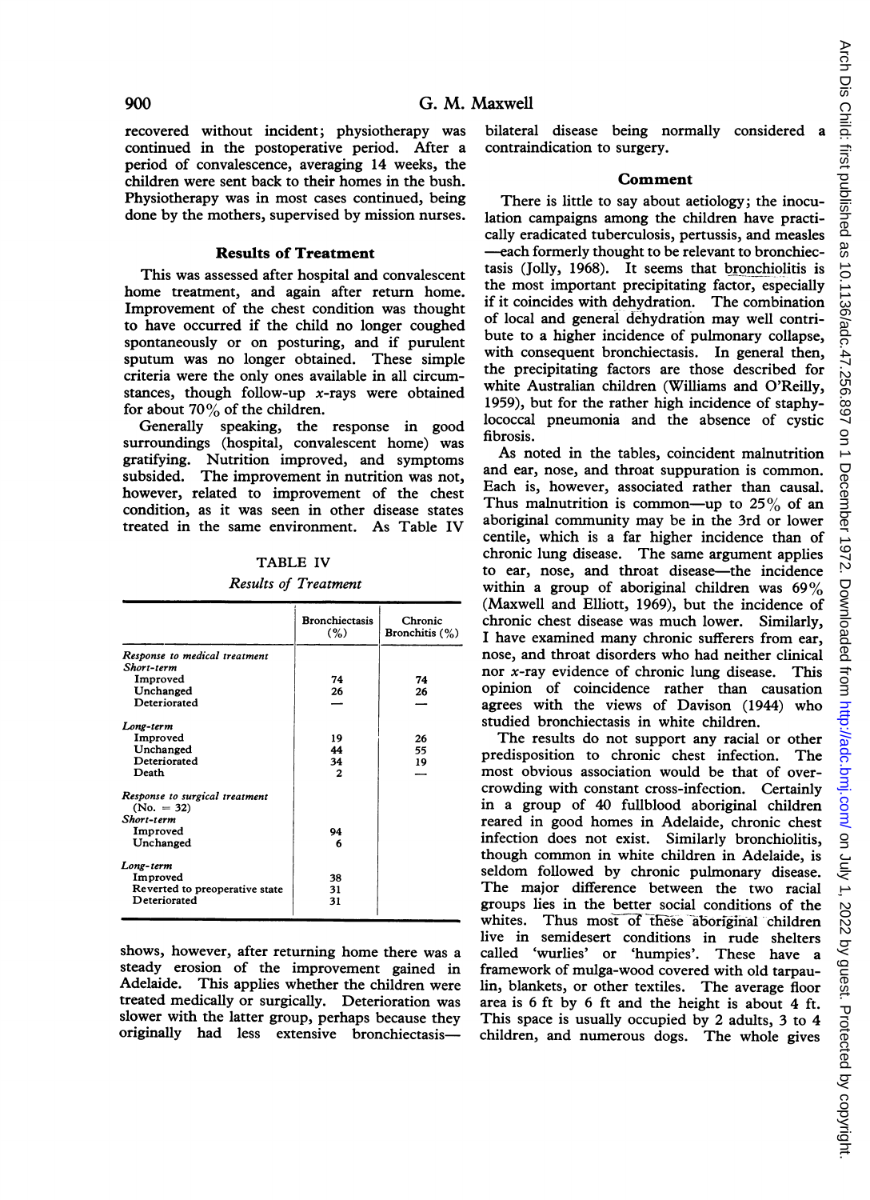recovered without incident; physiotherapy was continued in the postoperative period. After a period of convalescence, averaging 14 weeks, the children were sent back to their homes in the bush. Physiotherapy was in most cases continued, being done by the mothers, supervised by mission nurses.

## Results of Treatment

This was assessed after hospital and convalescent home treatment, and again after return home. Improvement of the chest condition was thought to have occurred if the child no longer coughed spontaneously or on posturing, and if purulent sputum was no longer obtained. These simple criteria were the only ones available in all circumstances, though follow-up x-rays were obtained for about 70% of the children.

Generally speaking, the response in good surroundings (hospital, convalescent home) was gratifying. Nutrition improved, and symptoms subsided. The improvement in nutrition was not, however, related to improvement of the chest condition, as it was seen in other disease states treated in the same environment. As Table IV shows, however, after returning home there was a steady erosion of the improvement gained in Adelaide. This applies whether the children were treated medically or surgically. Deterioration was slower with the latter group, perhaps because they originally had less extensive bronchiectasis—bilateral disease being normally considered a contraindication to surgery.

TABLE IV

*Results of Treatment*

| | Bronchiectasis (%) | Chronic Bronchitis (%) |
|---|---|---|
| *Response to medical treatment* | | |
| *Short-term* | | |
| Improved | 74 | 74 |
| Unchanged | 26 | 26 |
| Deteriorated | — | — |
| *Long-term* | | |
| Improved | 19 | 26 |
| Unchanged | 44 | 55 |
| Deteriorated | 34 | 19 |
| Death | 2 | — |
| *Response to surgical treatment* (No. = 32) | | |
| *Short-term* | | |
| Improved | 94 | |
| Unchanged | 6 | |
| *Long-term* | | |
| Improved | 38 | |
| Reverted to preoperative state | 31 | |
| Deteriorated | 31 | |

## Comment

There is little to say about aetiology; the inoculation campaigns among the children have practically eradicated tuberculosis, pertussis, and measles—each formerly thought to be relevant to bronchiectasis (Jolly, 1968). It seems that bronchiolitis is the most important precipitating factor, especially if it coincides with dehydration. The combination of local and general dehydration may well contribute to a higher incidence of pulmonary collapse, with consequent bronchiectasis. In general then, the precipitating factors are those described for white Australian children (Williams and O'Reilly, 1959), but for the rather high incidence of staphylococcal pneumonia and the absence of cystic fibrosis.

As noted in the tables, coincident malnutrition and ear, nose, and throat suppuration is common. Each is, however, associated rather than causal. Thus malnutrition is common—up to 25% of an aboriginal community may be in the 3rd or lower centile, which is a far higher incidence than of chronic lung disease. The same argument applies to ear, nose, and throat disease—the incidence within a group of aboriginal children was 69% (Maxwell and Elliott, 1969), but the incidence of chronic chest disease was much lower. Similarly, I have examined many chronic sufferers from ear, nose, and throat disorders who had neither clinical nor x-ray evidence of chronic lung disease. This opinion of coincidence rather than causation agrees with the views of Davison (1944) who studied bronchiectasis in white children.

The results do not support any racial or other predisposition to chronic chest infection. The most obvious association would be that of overcrowding with constant cross-infection. Certainly in a group of 40 fullblood aboriginal children reared in good homes in Adelaide, chronic chest infection does not exist. Similarly bronchiolitis, though common in white children in Adelaide, is seldom followed by chronic pulmonary disease. The major difference between the two racial groups lies in the better social conditions of the whites. Thus most of these aboriginal children live in semidesert conditions in rude shelters called 'wurlies' or 'humpies'. These have a framework of mulga-wood covered with old tarpaulin, blankets, or other textiles. The average floor area is 6 ft by 6 ft and the height is about 4 ft. This space is usually occupied by 2 adults, 3 to 4 children, and numerous dogs. The whole gives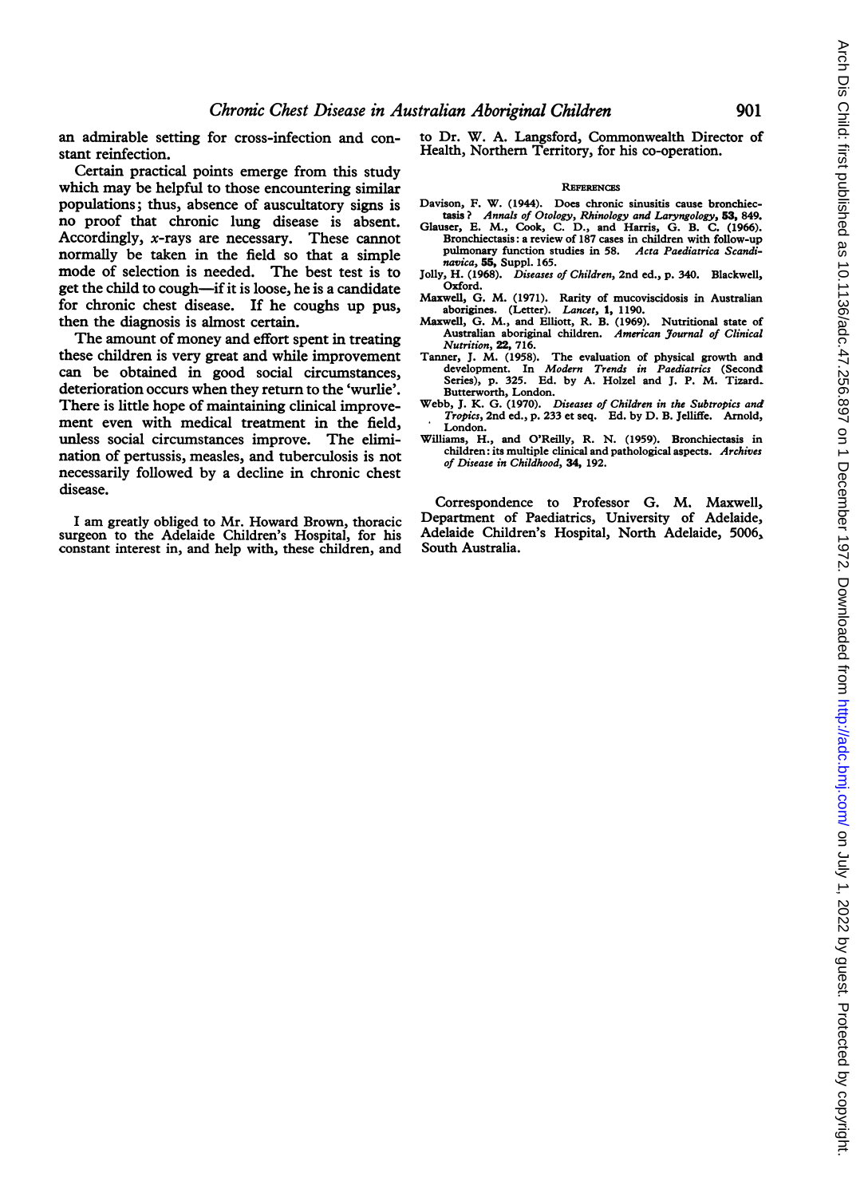an admirable setting for cross-infection and constant reinfection.

Certain practical points emerge from this study which may be helpful to those encountering similar populations; thus, absence of auscultatory signs is no proof that chronic lung disease is absent. Accordingly, x-rays are necessary. These cannot normally be taken in the field so that a simple mode of selection is needed. The best test is to get the child to cough—if it is loose, he is a candidate for chronic chest disease. If he coughs up pus, then the diagnosis is almost certain.

The amount of money and effort spent in treating these children is very great and while improvement can be obtained in good social circumstances, deterioration occurs when they return to the 'wurlie'. There is little hope of maintaining clinical improvement even with medical treatment in the field, unless social circumstances improve. The elimination of pertussis, measles, and tuberculosis is not necessarily followed by a decline in chronic chest disease.

I am greatly obliged to Mr. Howard Brown, thoracic surgeon to the Adelaide Children's Hospital, for his constant interest in, and help with, these children, and to Dr. W. A. Langsford, Commonwealth Director of Health, Northern Territory, for his co-operation.

### References

Davison, F. W. (1944). Does chronic sinusitis cause bronchiectasis? *Annals of Otology, Rhinology and Laryngology*, **53**, 849.

Glauser, E. M., Cook, C. D., and Harris, G. B. C. (1966). Bronchiectasis: a review of 187 cases in children with follow-up pulmonary function studies in 58. *Acta Paediatrica Scandinavica*, **55**, Suppl. 165.

Jolly, H. (1968). *Diseases of Children*, 2nd ed., p. 340. Blackwell, Oxford.

Maxwell, G. M. (1971). Rarity of mucoviscidosis in Australian aborigines. (Letter). *Lancet*, **1**, 1190.

Maxwell, G. M., and Elliott, R. B. (1969). Nutritional state of Australian aboriginal children. *American Journal of Clinical Nutrition*, **22**, 716.

Tanner, J. M. (1958). The evaluation of physical growth and development. In *Modern Trends in Paediatrics* (Second Series), p. 325. Ed. by A. Holzel and J. P. M. Tizard. Butterworth, London.

Webb, J. K. G. (1970). *Diseases of Children in the Subtropics and Tropics*, 2nd ed., p. 233 et seq. Ed. by D. B. Jelliffe. Arnold, London.

Williams, H., and O'Reilly, R. N. (1959). Bronchiectasis in children: its multiple clinical and pathological aspects. *Archives of Disease in Childhood*, **34**, 192.

Correspondence to Professor G. M. Maxwell, Department of Paediatrics, University of Adelaide, Adelaide Children's Hospital, North Adelaide, 5006, South Australia.